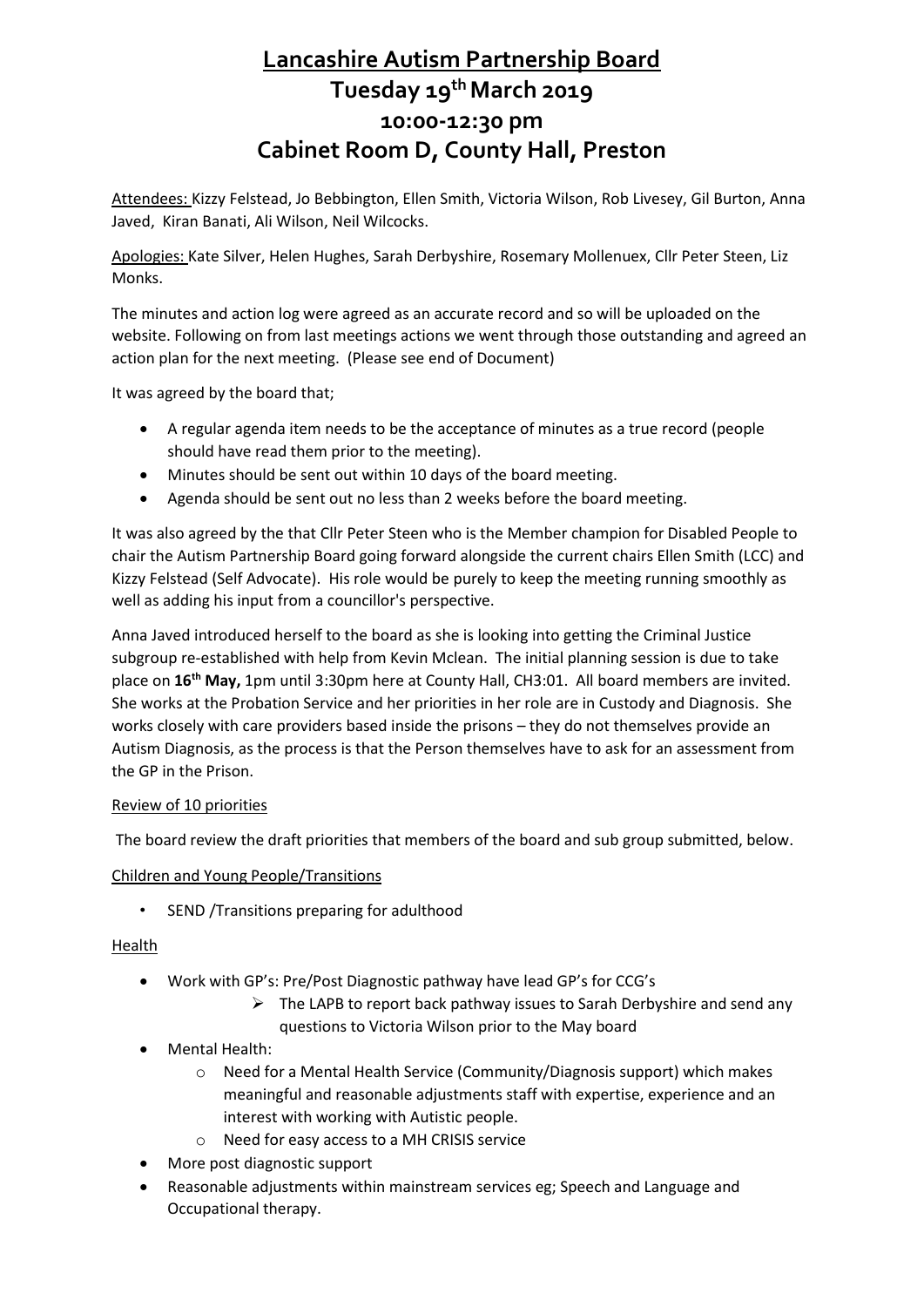# Lancashire Autism Partnership Board
## Tuesday 19th March 2019
## 10:00-12:30 pm
## Cabinet Room D, County Hall, Preston

Attendees: Kizzy Felstead, Jo Bebbington, Ellen Smith, Victoria Wilson, Rob Livesey, Gil Burton, Anna Javed, Kiran Banati, Ali Wilson, Neil Wilcocks.

Apologies: Kate Silver, Helen Hughes, Sarah Derbyshire, Rosemary Mollenuex, Cllr Peter Steen, Liz Monks.

The minutes and action log were agreed as an accurate record and so will be uploaded on the website. Following on from last meetings actions we went through those outstanding and agreed an action plan for the next meeting. (Please see end of Document)

It was agreed by the board that;

- A regular agenda item needs to be the acceptance of minutes as a true record (people should have read them prior to the meeting).
- Minutes should be sent out within 10 days of the board meeting.
- Agenda should be sent out no less than 2 weeks before the board meeting.

It was also agreed by the that Cllr Peter Steen who is the Member champion for Disabled People to chair the Autism Partnership Board going forward alongside the current chairs Ellen Smith (LCC) and Kizzy Felstead (Self Advocate). His role would be purely to keep the meeting running smoothly as well as adding his input from a councillor's perspective.

Anna Javed introduced herself to the board as she is looking into getting the Criminal Justice subgroup re-established with help from Kevin Mclean. The initial planning session is due to take place on **16th May,** 1pm until 3:30pm here at County Hall, CH3:01. All board members are invited. She works at the Probation Service and her priorities in her role are in Custody and Diagnosis. She works closely with care providers based inside the prisons – they do not themselves provide an Autism Diagnosis, as the process is that the Person themselves have to ask for an assessment from the GP in the Prison.

Review of 10 priorities

The board review the draft priorities that members of the board and sub group submitted, below.

Children and Young People/Transitions

- SEND /Transitions preparing for adulthood

Health

- Work with GP's: Pre/Post Diagnostic pathway have lead GP's for CCG's
  - The LAPB to report back pathway issues to Sarah Derbyshire and send any questions to Victoria Wilson prior to the May board
- Mental Health:
  - Need for a Mental Health Service (Community/Diagnosis support) which makes meaningful and reasonable adjustments staff with expertise, experience and an interest with working with Autistic people.
  - Need for easy access to a MH CRISIS service
- More post diagnostic support
- Reasonable adjustments within mainstream services eg; Speech and Language and Occupational therapy.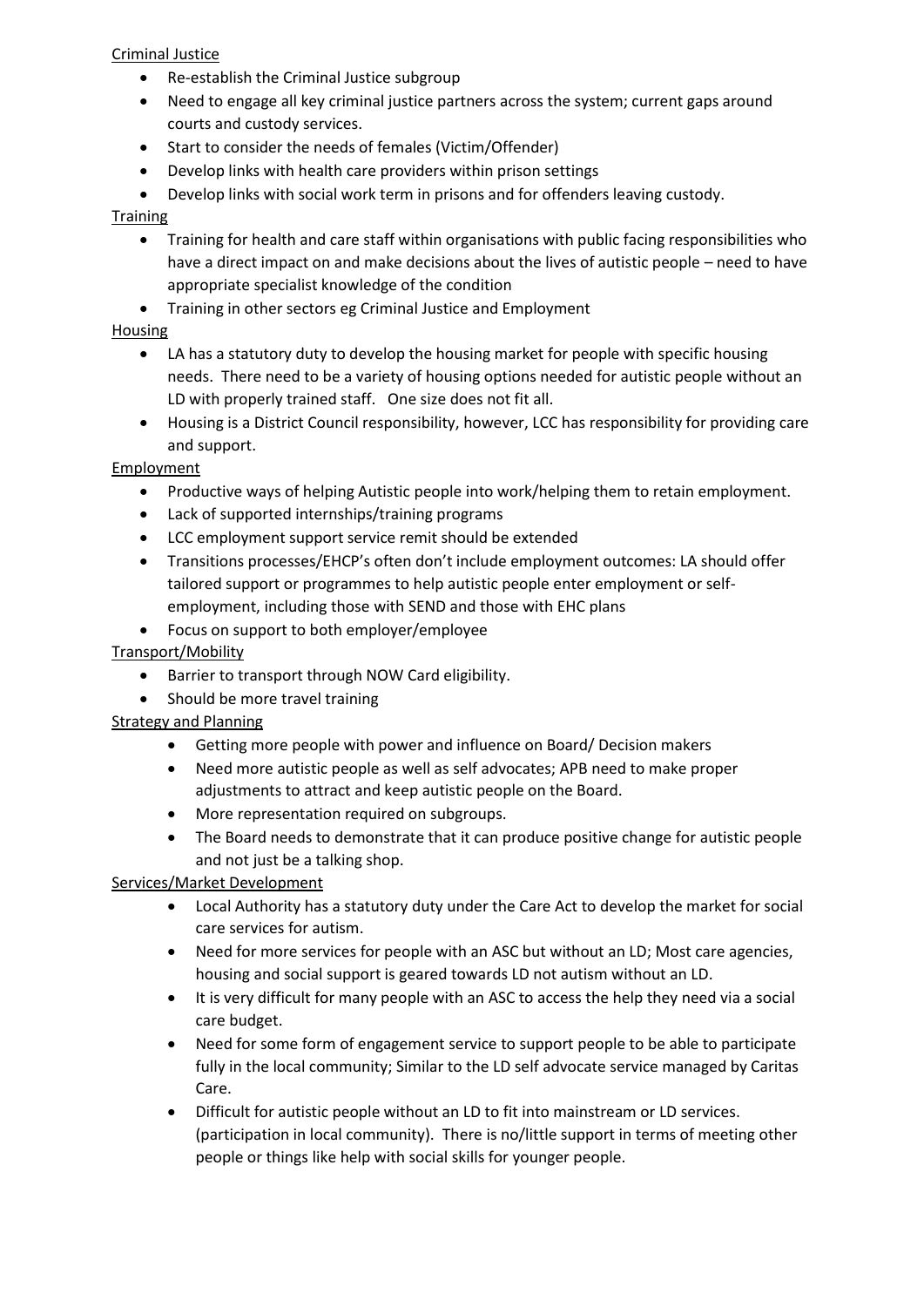Criminal Justice

- Re-establish the Criminal Justice subgroup
- Need to engage all key criminal justice partners across the system; current gaps around courts and custody services.
- Start to consider the needs of females (Victim/Offender)
- Develop links with health care providers within prison settings
- Develop links with social work term in prisons and for offenders leaving custody.

Training

- Training for health and care staff within organisations with public facing responsibilities who have a direct impact on and make decisions about the lives of autistic people – need to have appropriate specialist knowledge of the condition
- Training in other sectors eg Criminal Justice and Employment

Housing

- LA has a statutory duty to develop the housing market for people with specific housing needs. There need to be a variety of housing options needed for autistic people without an LD with properly trained staff. One size does not fit all.
- Housing is a District Council responsibility, however, LCC has responsibility for providing care and support.

Employment

- Productive ways of helping Autistic people into work/helping them to retain employment.
- Lack of supported internships/training programs
- LCC employment support service remit should be extended
- Transitions processes/EHCP's often don't include employment outcomes: LA should offer tailored support or programmes to help autistic people enter employment or self-employment, including those with SEND and those with EHC plans
- Focus on support to both employer/employee

Transport/Mobility

- Barrier to transport through NOW Card eligibility.
- Should be more travel training

Strategy and Planning

- Getting more people with power and influence on Board/ Decision makers
- Need more autistic people as well as self advocates; APB need to make proper adjustments to attract and keep autistic people on the Board.
- More representation required on subgroups.
- The Board needs to demonstrate that it can produce positive change for autistic people and not just be a talking shop.

Services/Market Development

- Local Authority has a statutory duty under the Care Act to develop the market for social care services for autism.
- Need for more services for people with an ASC but without an LD; Most care agencies, housing and social support is geared towards LD not autism without an LD.
- It is very difficult for many people with an ASC to access the help they need via a social care budget.
- Need for some form of engagement service to support people to be able to participate fully in the local community; Similar to the LD self advocate service managed by Caritas Care.
- Difficult for autistic people without an LD to fit into mainstream or LD services. (participation in local community). There is no/little support in terms of meeting other people or things like help with social skills for younger people.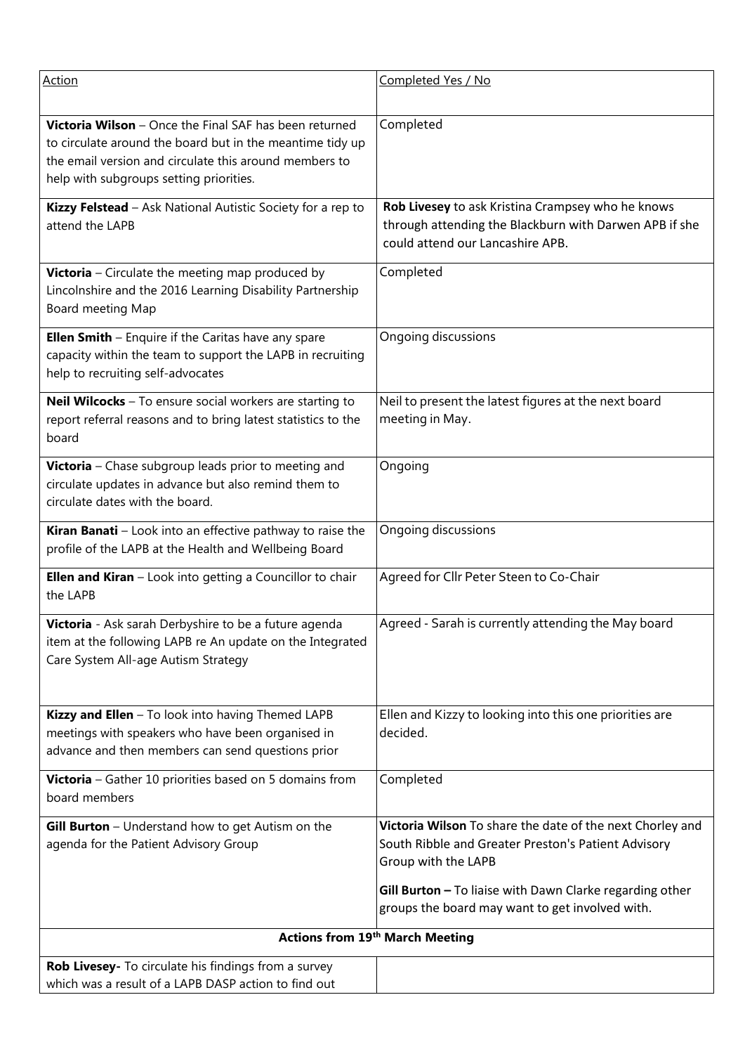| Action | Completed Yes / No |
|---|---|
| **Victoria Wilson** – Once the Final SAF has been returned to circulate around the board but in the meantime tidy up the email version and circulate this around members to help with subgroups setting priorities. | Completed |
| **Kizzy Felstead** – Ask National Autistic Society for a rep to attend the LAPB | **Rob Livesey** to ask Kristina Crampsey who he knows through attending the Blackburn with Darwen APB if she could attend our Lancashire APB. |
| **Victoria** – Circulate the meeting map produced by Lincolnshire and the 2016 Learning Disability Partnership Board meeting Map | Completed |
| **Ellen Smith** – Enquire if the Caritas have any spare capacity within the team to support the LAPB in recruiting help to recruiting self-advocates | Ongoing discussions |
| **Neil Wilcocks** – To ensure social workers are starting to report referral reasons and to bring latest statistics to the board | Neil to present the latest figures at the next board meeting in May. |
| **Victoria** – Chase subgroup leads prior to meeting and circulate updates in advance but also remind them to circulate dates with the board. | Ongoing |
| **Kiran Banati** – Look into an effective pathway to raise the profile of the LAPB at the Health and Wellbeing Board | Ongoing discussions |
| **Ellen and Kiran** – Look into getting a Councillor to chair the LAPB | Agreed for Cllr Peter Steen to Co-Chair |
| **Victoria** - Ask sarah Derbyshire to be a future agenda item at the following LAPB re An update on the Integrated Care System All-age Autism Strategy | Agreed - Sarah is currently attending the May board |
| **Kizzy and Ellen** – To look into having Themed LAPB meetings with speakers who have been organised in advance and then members can send questions prior | Ellen and Kizzy to looking into this one priorities are decided. |
| **Victoria** – Gather 10 priorities based on 5 domains from board members | Completed |
| **Gill Burton** – Understand how to get Autism on the agenda for the Patient Advisory Group | **Victoria Wilson** To share the date of the next Chorley and South Ribble and Greater Preston's Patient Advisory Group with the LAPB<br><br>**Gill Burton –** To liaise with Dawn Clarke regarding other groups the board may want to get involved with. |
| **Actions from 19th March Meeting** | |
| **Rob Livesey-** To circulate his findings from a survey which was a result of a LAPB DASP action to find out | |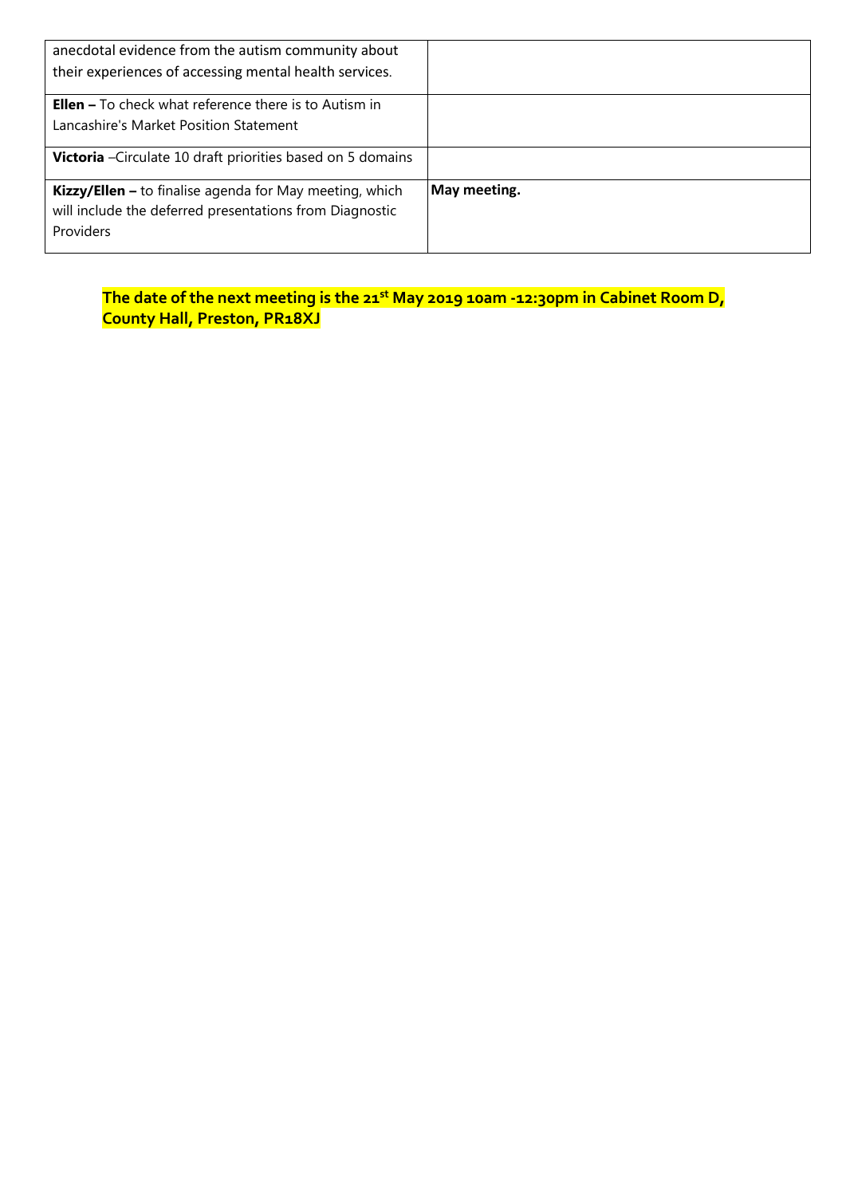| | |
|---|---|
| anecdotal evidence from the autism community about their experiences of accessing mental health services. | |
| **Ellen –** To check what reference there is to Autism in Lancashire's Market Position Statement | |
| **Victoria** –Circulate 10 draft priorities based on 5 domains | |
| **Kizzy/Ellen –** to finalise agenda for May meeting, which will include the deferred presentations from Diagnostic Providers | **May meeting.** |

**The date of the next meeting is the 21st May 2019 10am -12:30pm in Cabinet Room D, County Hall, Preston, PR18XJ**